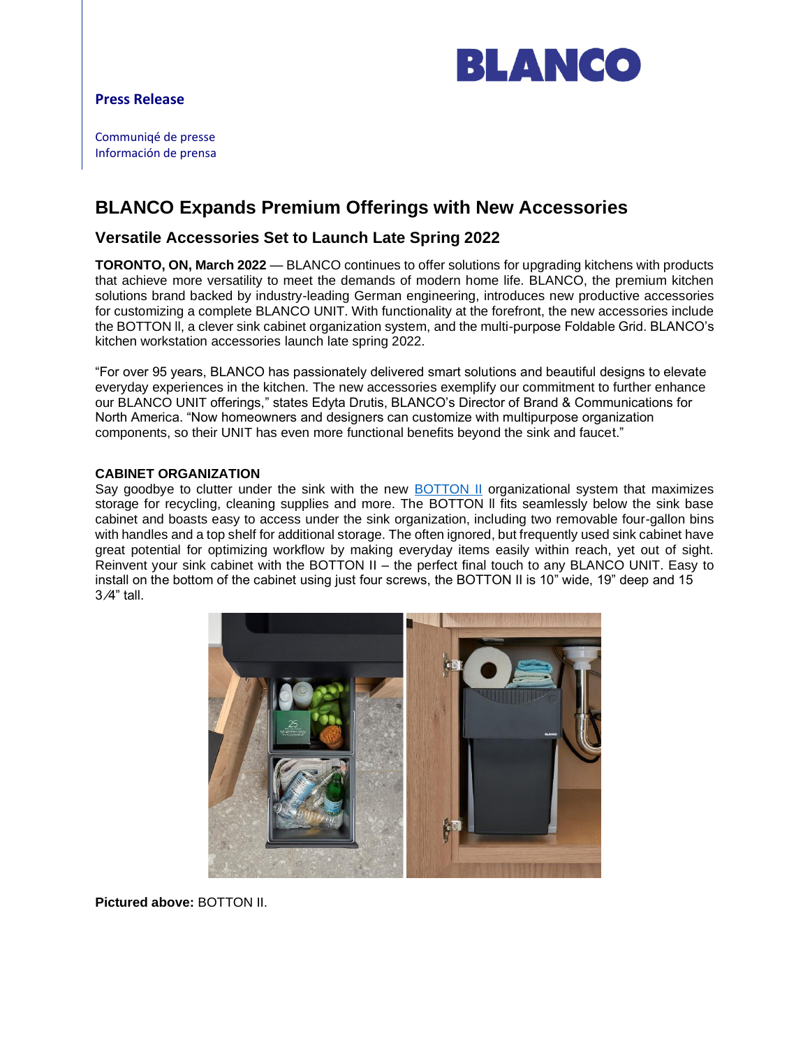# BLANCO

**Press Release**

Communiqé de presse
Información de prensa

# BLANCO Expands Premium Offerings with New Accessories

## Versatile Accessories Set to Launch Late Spring 2022

**TORONTO, ON, March 2022** — BLANCO continues to offer solutions for upgrading kitchens with products that achieve more versatility to meet the demands of modern home life. BLANCO, the premium kitchen solutions brand backed by industry-leading German engineering, introduces new productive accessories for customizing a complete BLANCO UNIT. With functionality at the forefront, the new accessories include the BOTTON ll, a clever sink cabinet organization system, and the multi-purpose Foldable Grid. BLANCO's kitchen workstation accessories launch late spring 2022.

"For over 95 years, BLANCO has passionately delivered smart solutions and beautiful designs to elevate everyday experiences in the kitchen. The new accessories exemplify our commitment to further enhance our BLANCO UNIT offerings," states Edyta Drutis, BLANCO's Director of Brand & Communications for North America. "Now homeowners and designers can customize with multipurpose organization components, so their UNIT has even more functional benefits beyond the sink and faucet."

**CABINET ORGANIZATION**

Say goodbye to clutter under the sink with the new BOTTON II organizational system that maximizes storage for recycling, cleaning supplies and more. The BOTTON ll fits seamlessly below the sink base cabinet and boasts easy to access under the sink organization, including two removable four-gallon bins with handles and a top shelf for additional storage. The often ignored, but frequently used sink cabinet have great potential for optimizing workflow by making everyday items easily within reach, yet out of sight. Reinvent your sink cabinet with the BOTTON II – the perfect final touch to any BLANCO UNIT. Easy to install on the bottom of the cabinet using just four screws, the BOTTON II is 10" wide, 19" deep and 15 3⁄4" tall.

**Pictured above:** BOTTON II.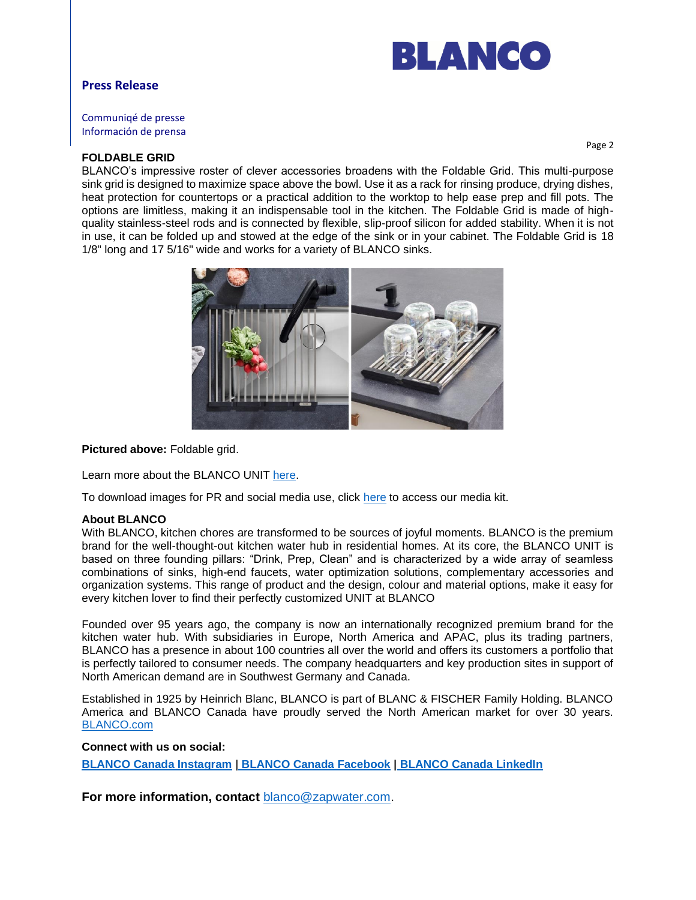Press Release

Communiqé de presse
Información de prensa

**FOLDABLE GRID**
BLANCO's impressive roster of clever accessories broadens with the Foldable Grid. This multi-purpose sink grid is designed to maximize space above the bowl. Use it as a rack for rinsing produce, drying dishes, heat protection for countertops or a practical addition to the worktop to help ease prep and fill pots. The options are limitless, making it an indispensable tool in the kitchen. The Foldable Grid is made of high-quality stainless-steel rods and is connected by flexible, slip-proof silicon for added stability. When it is not in use, it can be folded up and stowed at the edge of the sink or in your cabinet. The Foldable Grid is 18 1/8" long and 17 5/16" wide and works for a variety of BLANCO sinks.

**Pictured above:** Foldable grid.

Learn more about the BLANCO UNIT here.

To download images for PR and social media use, click here to access our media kit.

**About BLANCO**
With BLANCO, kitchen chores are transformed to be sources of joyful moments. BLANCO is the premium brand for the well-thought-out kitchen water hub in residential homes. At its core, the BLANCO UNIT is based on three founding pillars: "Drink, Prep, Clean" and is characterized by a wide array of seamless combinations of sinks, high-end faucets, water optimization solutions, complementary accessories and organization systems. This range of product and the design, colour and material options, make it easy for every kitchen lover to find their perfectly customized UNIT at BLANCO

Founded over 95 years ago, the company is now an internationally recognized premium brand for the kitchen water hub. With subsidiaries in Europe, North America and APAC, plus its trading partners, BLANCO has a presence in about 100 countries all over the world and offers its customers a portfolio that is perfectly tailored to consumer needs. The company headquarters and key production sites in support of North American demand are in Southwest Germany and Canada.

Established in 1925 by Heinrich Blanc, BLANCO is part of BLANC & FISCHER Family Holding. BLANCO America and BLANCO Canada have proudly served the North American market for over 30 years. BLANCO.com

**Connect with us on social:**
**BLANCO Canada Instagram | BLANCO Canada Facebook | BLANCO Canada LinkedIn**

**For more information, contact** blanco@zapwater.com.